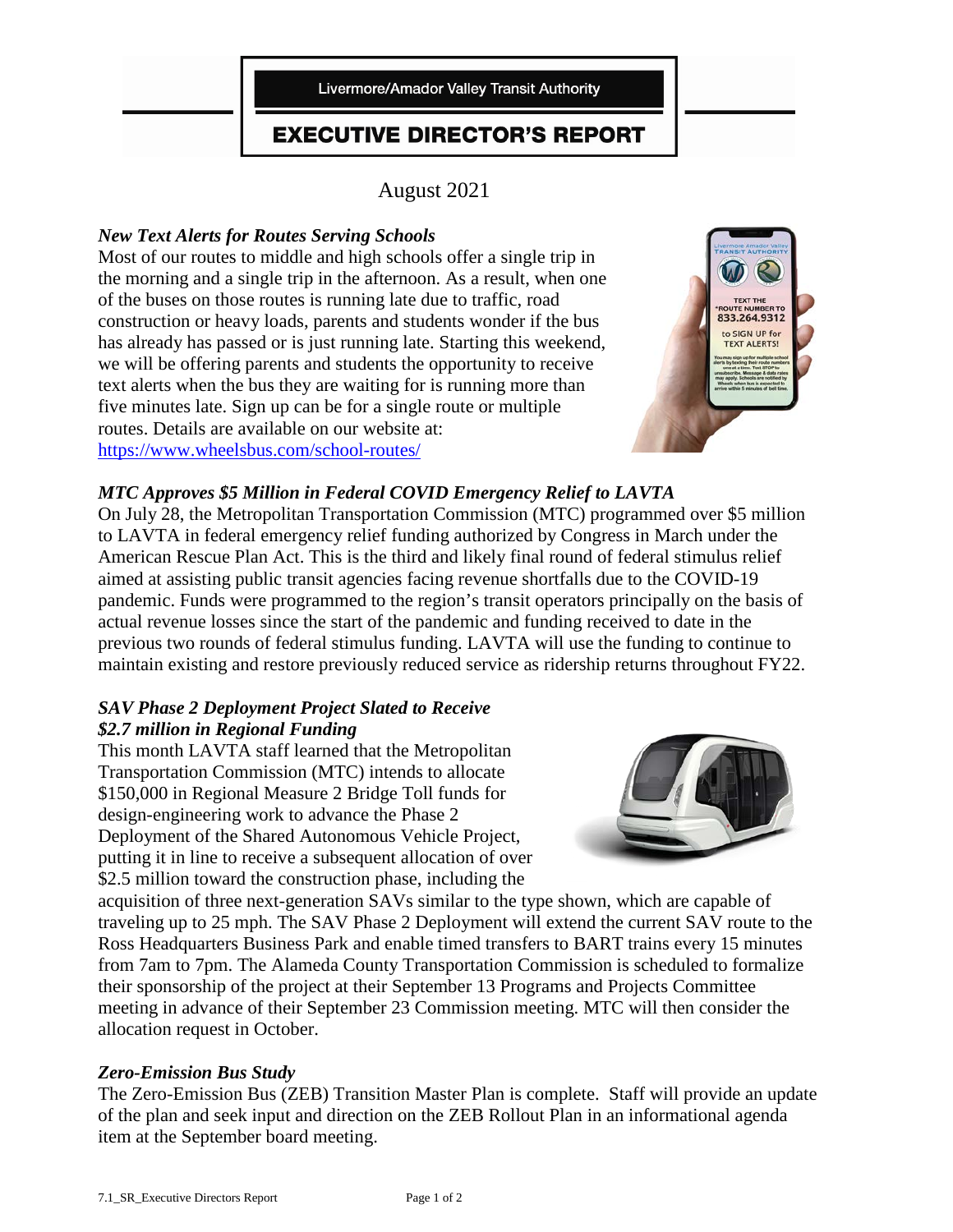Livermore/Amador Valley Transit Authority

# EXECUTIVE DIRECTOR'S REPORT

August 2021

### *New Text Alerts for Routes Serving Schools*

Most of our routes to middle and high schools offer a single trip in the morning and a single trip in the afternoon. As a result, when one of the buses on those routes is running late due to traffic, road construction or heavy loads, parents and students wonder if the bus has already has passed or is just running late. Starting this weekend, we will be offering parents and students the opportunity to receive text alerts when the bus they are waiting for is running more than five minutes late. Sign up can be for a single route or multiple routes. Details are available on our website at: [https://www.wheelsbus.com/school-routes/](https://www.wheelsbus.com/school-routes/)

### *MTC Approves $5 Million in Federal COVID Emergency Relief to LAVTA*

On July 28, the Metropolitan Transportation Commission (MTC) programmed over $5 million to LAVTA in federal emergency relief funding authorized by Congress in March under the American Rescue Plan Act. This is the third and likely final round of federal stimulus relief aimed at assisting public transit agencies facing revenue shortfalls due to the COVID-19 pandemic. Funds were programmed to the region's transit operators principally on the basis of actual revenue losses since the start of the pandemic and funding received to date in the previous two rounds of federal stimulus funding. LAVTA will use the funding to continue to maintain existing and restore previously reduced service as ridership returns throughout FY22.

### *SAV Phase 2 Deployment Project Slated to Receive $2.7 million in Regional Funding*

This month LAVTA staff learned that the Metropolitan Transportation Commission (MTC) intends to allocate $150,000 in Regional Measure 2 Bridge Toll funds for design-engineering work to advance the Phase 2 Deployment of the Shared Autonomous Vehicle Project, putting it in line to receive a subsequent allocation of over $2.5 million toward the construction phase, including the acquisition of three next-generation SAVs similar to the type shown, which are capable of traveling up to 25 mph. The SAV Phase 2 Deployment will extend the current SAV route to the Ross Headquarters Business Park and enable timed transfers to BART trains every 15 minutes from 7am to 7pm. The Alameda County Transportation Commission is scheduled to formalize their sponsorship of the project at their September 13 Programs and Projects Committee meeting in advance of their September 23 Commission meeting. MTC will then consider the allocation request in October.

### *Zero-Emission Bus Study*

The Zero-Emission Bus (ZEB) Transition Master Plan is complete. Staff will provide an update of the plan and seek input and direction on the ZEB Rollout Plan in an informational agenda item at the September board meeting.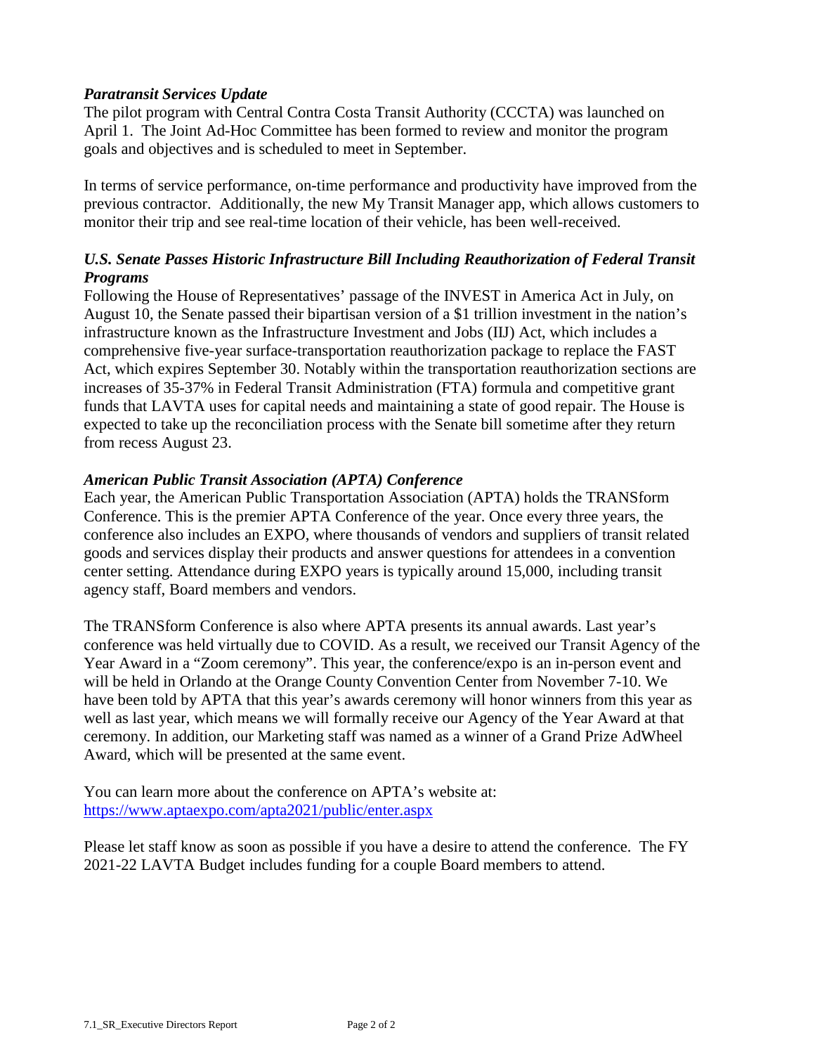### *Paratransit Services Update*

The pilot program with Central Contra Costa Transit Authority (CCCTA) was launched on April 1. The Joint Ad-Hoc Committee has been formed to review and monitor the program goals and objectives and is scheduled to meet in September.

In terms of service performance, on-time performance and productivity have improved from the previous contractor. Additionally, the new My Transit Manager app, which allows customers to monitor their trip and see real-time location of their vehicle, has been well-received.

### *U.S. Senate Passes Historic Infrastructure Bill Including Reauthorization of Federal Transit Programs*

Following the House of Representatives' passage of the INVEST in America Act in July, on August 10, the Senate passed their bipartisan version of a $1 trillion investment in the nation's infrastructure known as the Infrastructure Investment and Jobs (IIJ) Act, which includes a comprehensive five-year surface-transportation reauthorization package to replace the FAST Act, which expires September 30. Notably within the transportation reauthorization sections are increases of 35-37% in Federal Transit Administration (FTA) formula and competitive grant funds that LAVTA uses for capital needs and maintaining a state of good repair. The House is expected to take up the reconciliation process with the Senate bill sometime after they return from recess August 23.

### *American Public Transit Association (APTA) Conference*

Each year, the American Public Transportation Association (APTA) holds the TRANSform Conference. This is the premier APTA Conference of the year. Once every three years, the conference also includes an EXPO, where thousands of vendors and suppliers of transit related goods and services display their products and answer questions for attendees in a convention center setting. Attendance during EXPO years is typically around 15,000, including transit agency staff, Board members and vendors.

The TRANSform Conference is also where APTA presents its annual awards. Last year's conference was held virtually due to COVID. As a result, we received our Transit Agency of the Year Award in a "Zoom ceremony". This year, the conference/expo is an in-person event and will be held in Orlando at the Orange County Convention Center from November 7-10. We have been told by APTA that this year's awards ceremony will honor winners from this year as well as last year, which means we will formally receive our Agency of the Year Award at that ceremony. In addition, our Marketing staff was named as a winner of a Grand Prize AdWheel Award, which will be presented at the same event.

You can learn more about the conference on APTA's website at:
https://www.aptaexpo.com/apta2021/public/enter.aspx

Please let staff know as soon as possible if you have a desire to attend the conference. The FY 2021-22 LAVTA Budget includes funding for a couple Board members to attend.